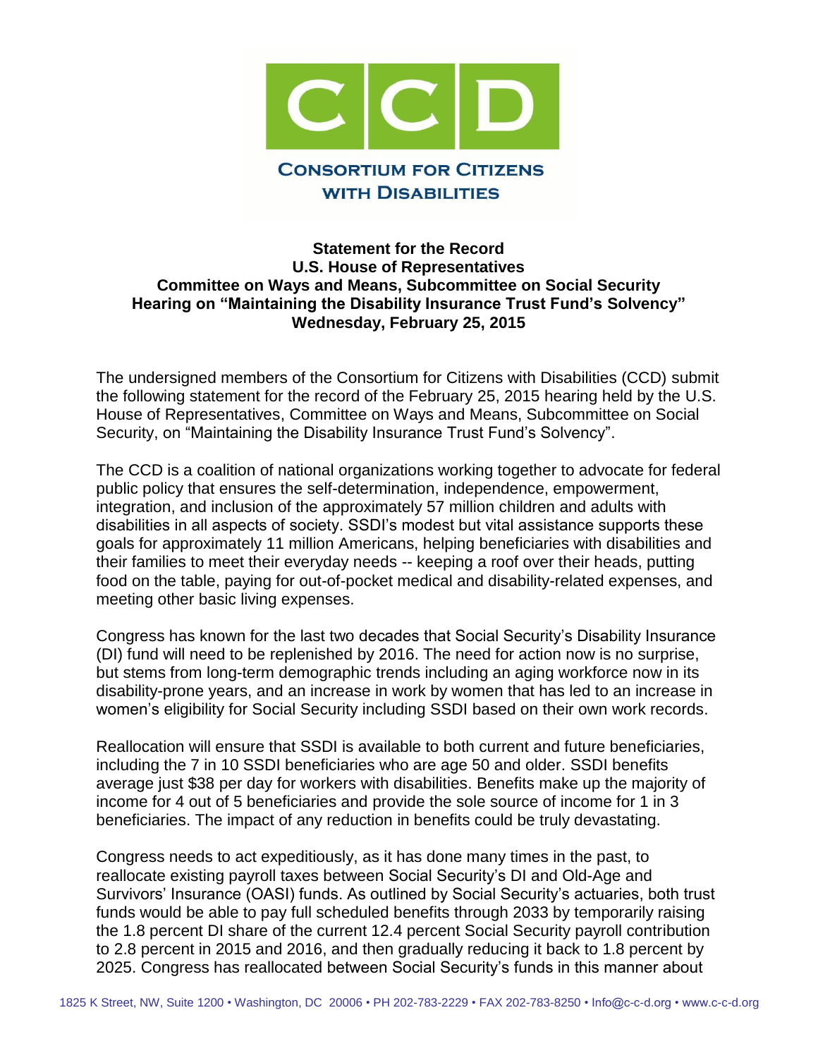**CONSORTIUM FOR CITIZENS WITH DISABILITIES**

**Statement for the Record**
**U.S. House of Representatives**
**Committee on Ways and Means, Subcommittee on Social Security**
**Hearing on "Maintaining the Disability Insurance Trust Fund's Solvency"**
**Wednesday, February 25, 2015**

The undersigned members of the Consortium for Citizens with Disabilities (CCD) submit the following statement for the record of the February 25, 2015 hearing held by the U.S. House of Representatives, Committee on Ways and Means, Subcommittee on Social Security, on "Maintaining the Disability Insurance Trust Fund's Solvency".

The CCD is a coalition of national organizations working together to advocate for federal public policy that ensures the self-determination, independence, empowerment, integration, and inclusion of the approximately 57 million children and adults with disabilities in all aspects of society. SSDI's modest but vital assistance supports these goals for approximately 11 million Americans, helping beneficiaries with disabilities and their families to meet their everyday needs -- keeping a roof over their heads, putting food on the table, paying for out-of-pocket medical and disability-related expenses, and meeting other basic living expenses.

Congress has known for the last two decades that Social Security's Disability Insurance (DI) fund will need to be replenished by 2016. The need for action now is no surprise, but stems from long-term demographic trends including an aging workforce now in its disability-prone years, and an increase in work by women that has led to an increase in women's eligibility for Social Security including SSDI based on their own work records.

Reallocation will ensure that SSDI is available to both current and future beneficiaries, including the 7 in 10 SSDI beneficiaries who are age 50 and older. SSDI benefits average just $38 per day for workers with disabilities. Benefits make up the majority of income for 4 out of 5 beneficiaries and provide the sole source of income for 1 in 3 beneficiaries. The impact of any reduction in benefits could be truly devastating.

Congress needs to act expeditiously, as it has done many times in the past, to reallocate existing payroll taxes between Social Security's DI and Old-Age and Survivors' Insurance (OASI) funds. As outlined by Social Security's actuaries, both trust funds would be able to pay full scheduled benefits through 2033 by temporarily raising the 1.8 percent DI share of the current 12.4 percent Social Security payroll contribution to 2.8 percent in 2015 and 2016, and then gradually reducing it back to 1.8 percent by 2025. Congress has reallocated between Social Security's funds in this manner about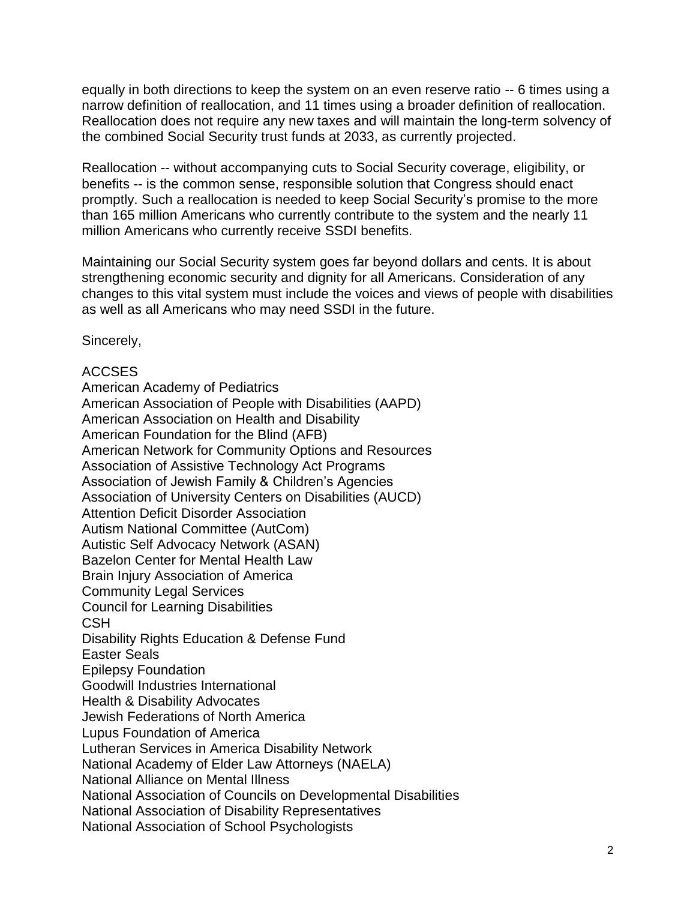equally in both directions to keep the system on an even reserve ratio -- 6 times using a narrow definition of reallocation, and 11 times using a broader definition of reallocation. Reallocation does not require any new taxes and will maintain the long-term solvency of the combined Social Security trust funds at 2033, as currently projected.

Reallocation -- without accompanying cuts to Social Security coverage, eligibility, or benefits -- is the common sense, responsible solution that Congress should enact promptly. Such a reallocation is needed to keep Social Security's promise to the more than 165 million Americans who currently contribute to the system and the nearly 11 million Americans who currently receive SSDI benefits.

Maintaining our Social Security system goes far beyond dollars and cents. It is about strengthening economic security and dignity for all Americans. Consideration of any changes to this vital system must include the voices and views of people with disabilities as well as all Americans who may need SSDI in the future.

Sincerely,

ACCSES  
American Academy of Pediatrics  
American Association of People with Disabilities (AAPD)  
American Association on Health and Disability  
American Foundation for the Blind (AFB)  
American Network for Community Options and Resources  
Association of Assistive Technology Act Programs  
Association of Jewish Family & Children's Agencies  
Association of University Centers on Disabilities (AUCD)  
Attention Deficit Disorder Association  
Autism National Committee (AutCom)  
Autistic Self Advocacy Network (ASAN)  
Bazelon Center for Mental Health Law  
Brain Injury Association of America  
Community Legal Services  
Council for Learning Disabilities  
CSH  
Disability Rights Education & Defense Fund  
Easter Seals  
Epilepsy Foundation  
Goodwill Industries International  
Health & Disability Advocates  
Jewish Federations of North America  
Lupus Foundation of America  
Lutheran Services in America Disability Network  
National Academy of Elder Law Attorneys (NAELA)  
National Alliance on Mental Illness  
National Association of Councils on Developmental Disabilities  
National Association of Disability Representatives  
National Association of School Psychologists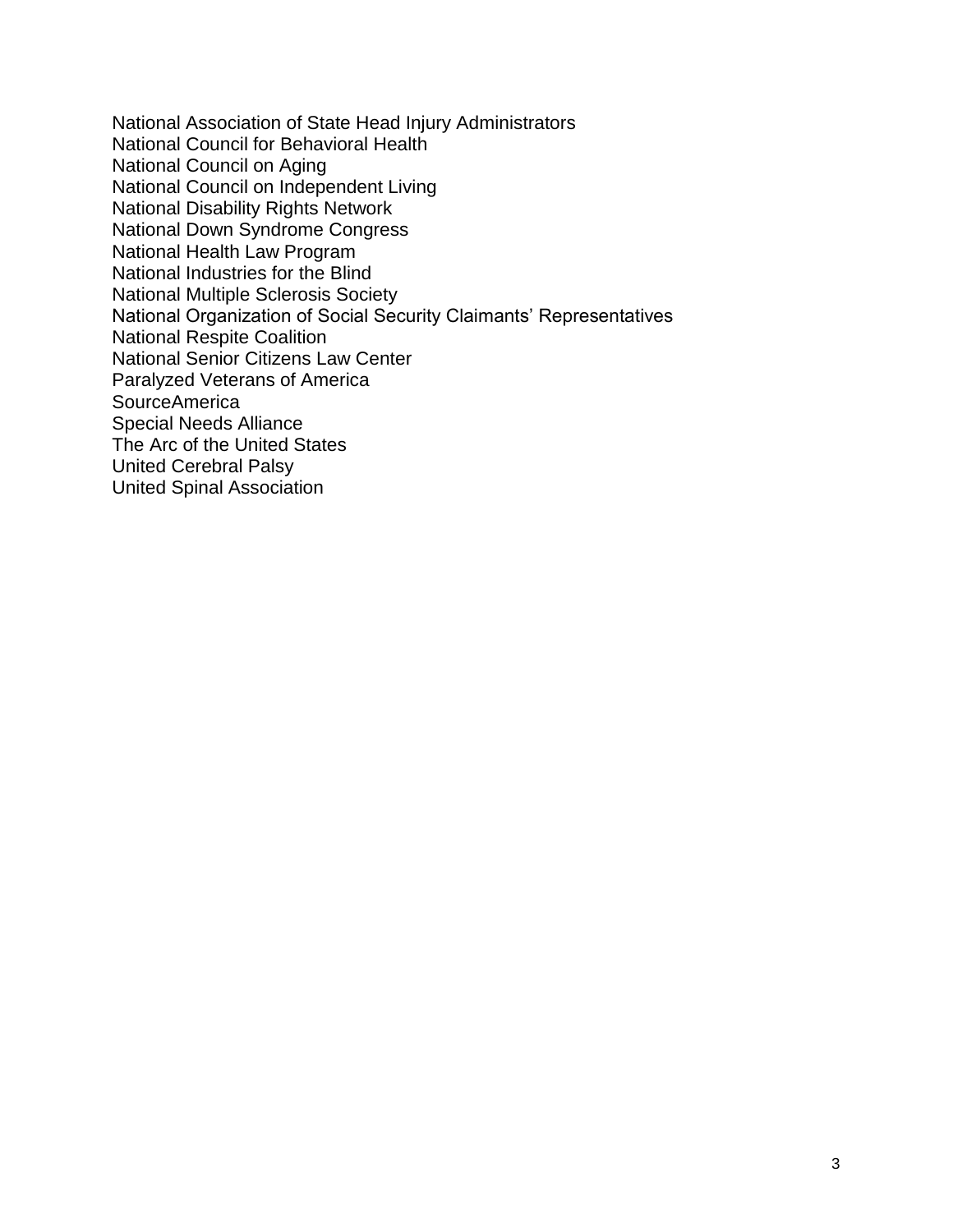National Association of State Head Injury Administrators
National Council for Behavioral Health
National Council on Aging
National Council on Independent Living
National Disability Rights Network
National Down Syndrome Congress
National Health Law Program
National Industries for the Blind
National Multiple Sclerosis Society
National Organization of Social Security Claimants' Representatives
National Respite Coalition
National Senior Citizens Law Center
Paralyzed Veterans of America
SourceAmerica
Special Needs Alliance
The Arc of the United States
United Cerebral Palsy
United Spinal Association